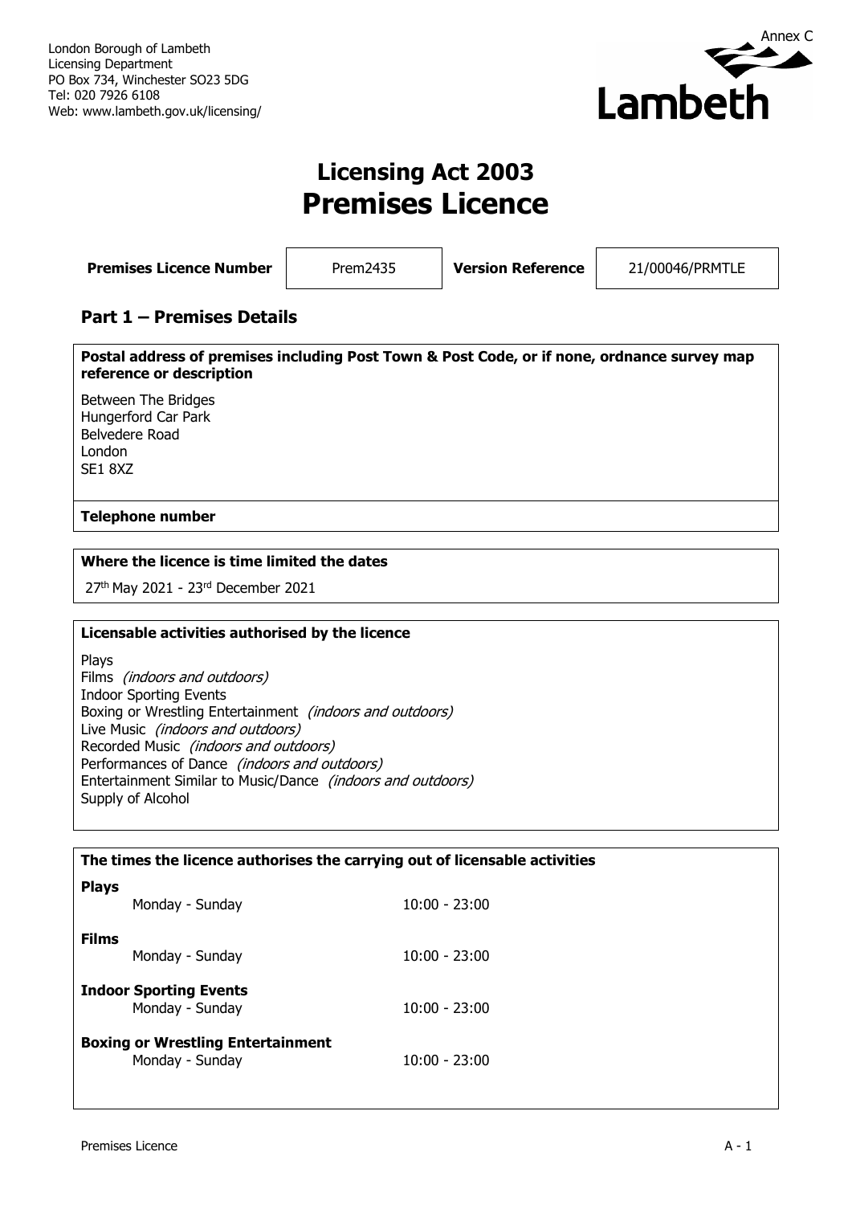London Borough of Lambeth
Licensing Department
PO Box 734, Winchester SO23 5DG
Tel: 020 7926 6108
Web: www.lambeth.gov.uk/licensing/

Annex C

Lambeth

# Licensing Act 2003
# Premises Licence

| Premises Licence Number | Prem2435 | Version Reference | 21/00046/PRMTLE |
|---|---|---|---|

## Part 1 – Premises Details

**Postal address of premises including Post Town & Post Code, or if none, ordnance survey map reference or description**

Between The Bridges
Hungerford Car Park
Belvedere Road
London
SE1 8XZ

**Telephone number**

**Where the licence is time limited the dates**

27th May 2021 - 23rd December 2021

**Licensable activities authorised by the licence**

Plays
Films *(indoors and outdoors)*
Indoor Sporting Events
Boxing or Wrestling Entertainment *(indoors and outdoors)*
Live Music *(indoors and outdoors)*
Recorded Music *(indoors and outdoors)*
Performances of Dance *(indoors and outdoors)*
Entertainment Similar to Music/Dance *(indoors and outdoors)*
Supply of Alcohol

**The times the licence authorises the carrying out of licensable activities**

**Plays**
Monday - Sunday 10:00 - 23:00

**Films**
Monday - Sunday 10:00 - 23:00

**Indoor Sporting Events**
Monday - Sunday 10:00 - 23:00

**Boxing or Wrestling Entertainment**
Monday - Sunday 10:00 - 23:00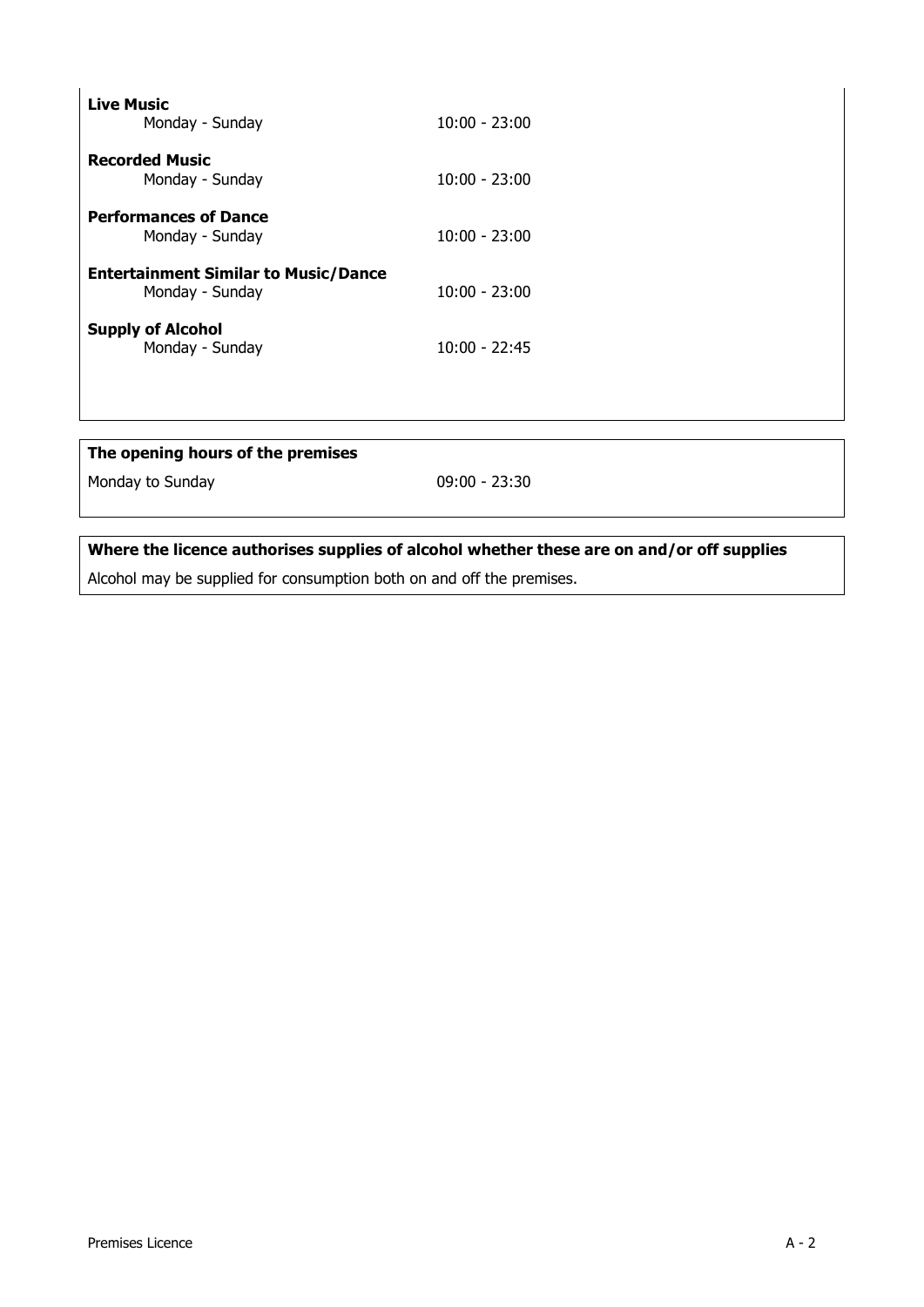**Live Music**

| | |
|---|---|
| Monday - Sunday | 10:00 - 23:00 |

**Recorded Music**

| | |
|---|---|
| Monday - Sunday | 10:00 - 23:00 |

**Performances of Dance**

| | |
|---|---|
| Monday - Sunday | 10:00 - 23:00 |

**Entertainment Similar to Music/Dance**

| | |
|---|---|
| Monday - Sunday | 10:00 - 23:00 |

**Supply of Alcohol**

| | |
|---|---|
| Monday - Sunday | 10:00 - 22:45 |

**The opening hours of the premises**

| | |
|---|---|
| Monday to Sunday | 09:00 - 23:30 |

**Where the licence authorises supplies of alcohol whether these are on and/or off supplies**

Alcohol may be supplied for consumption both on and off the premises.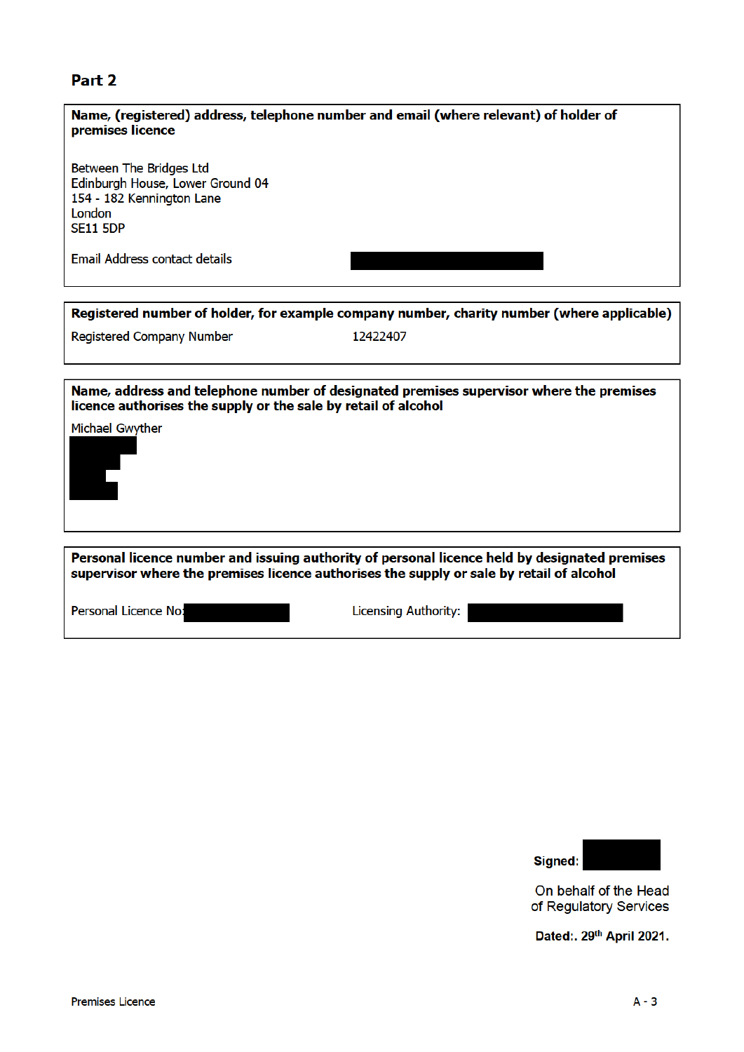## Part 2

**Name, (registered) address, telephone number and email (where relevant) of holder of premises licence**

Between The Bridges Ltd
Edinburgh House, Lower Ground 04
154 - 182 Kennington Lane
London
SE11 5DP

Email Address contact details

**Registered number of holder, for example company number, charity number (where applicable)**

Registered Company Number 12422407

**Name, address and telephone number of designated premises supervisor where the premises licence authorises the supply or the sale by retail of alcohol**

Michael Gwyther

**Personal licence number and issuing authority of personal licence held by designated premises supervisor where the premises licence authorises the supply or sale by retail of alcohol**

Personal Licence No: Licensing Authority:

**Signed:**

On behalf of the Head of Regulatory Services

**Dated:. 29th April 2021.**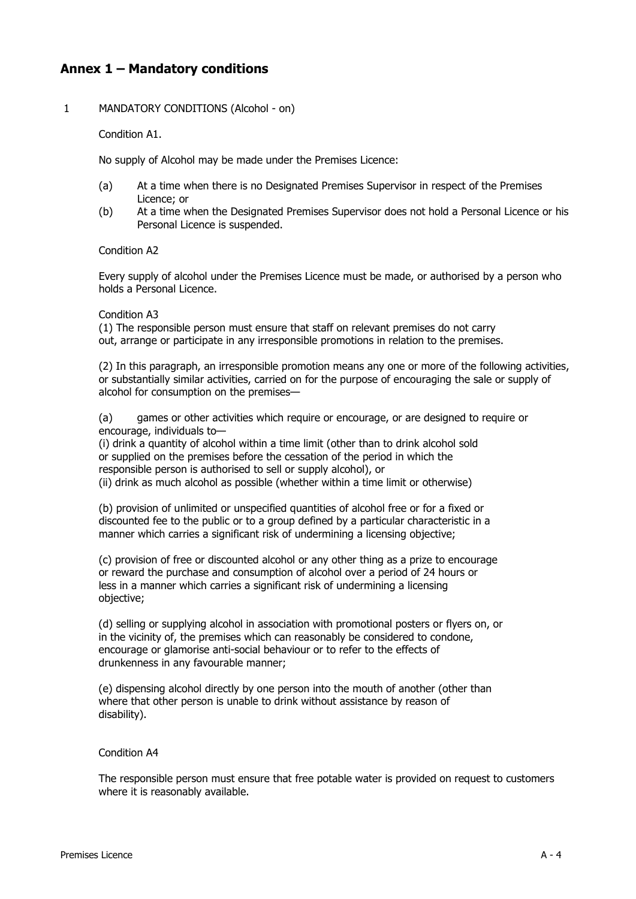## Annex 1 – Mandatory conditions

1 MANDATORY CONDITIONS (Alcohol - on)

Condition A1.

No supply of Alcohol may be made under the Premises Licence:

(a) At a time when there is no Designated Premises Supervisor in respect of the Premises Licence; or
(b) At a time when the Designated Premises Supervisor does not hold a Personal Licence or his Personal Licence is suspended.

Condition A2

Every supply of alcohol under the Premises Licence must be made, or authorised by a person who holds a Personal Licence.

Condition A3

(1) The responsible person must ensure that staff on relevant premises do not carry out, arrange or participate in any irresponsible promotions in relation to the premises.

(2) In this paragraph, an irresponsible promotion means any one or more of the following activities, or substantially similar activities, carried on for the purpose of encouraging the sale or supply of alcohol for consumption on the premises—

(a) games or other activities which require or encourage, or are designed to require or encourage, individuals to—
(i) drink a quantity of alcohol within a time limit (other than to drink alcohol sold or supplied on the premises before the cessation of the period in which the responsible person is authorised to sell or supply alcohol), or
(ii) drink as much alcohol as possible (whether within a time limit or otherwise)

(b) provision of unlimited or unspecified quantities of alcohol free or for a fixed or discounted fee to the public or to a group defined by a particular characteristic in a manner which carries a significant risk of undermining a licensing objective;

(c) provision of free or discounted alcohol or any other thing as a prize to encourage or reward the purchase and consumption of alcohol over a period of 24 hours or less in a manner which carries a significant risk of undermining a licensing objective;

(d) selling or supplying alcohol in association with promotional posters or flyers on, or in the vicinity of, the premises which can reasonably be considered to condone, encourage or glamorise anti-social behaviour or to refer to the effects of drunkenness in any favourable manner;

(e) dispensing alcohol directly by one person into the mouth of another (other than where that other person is unable to drink without assistance by reason of disability).

Condition A4

The responsible person must ensure that free potable water is provided on request to customers where it is reasonably available.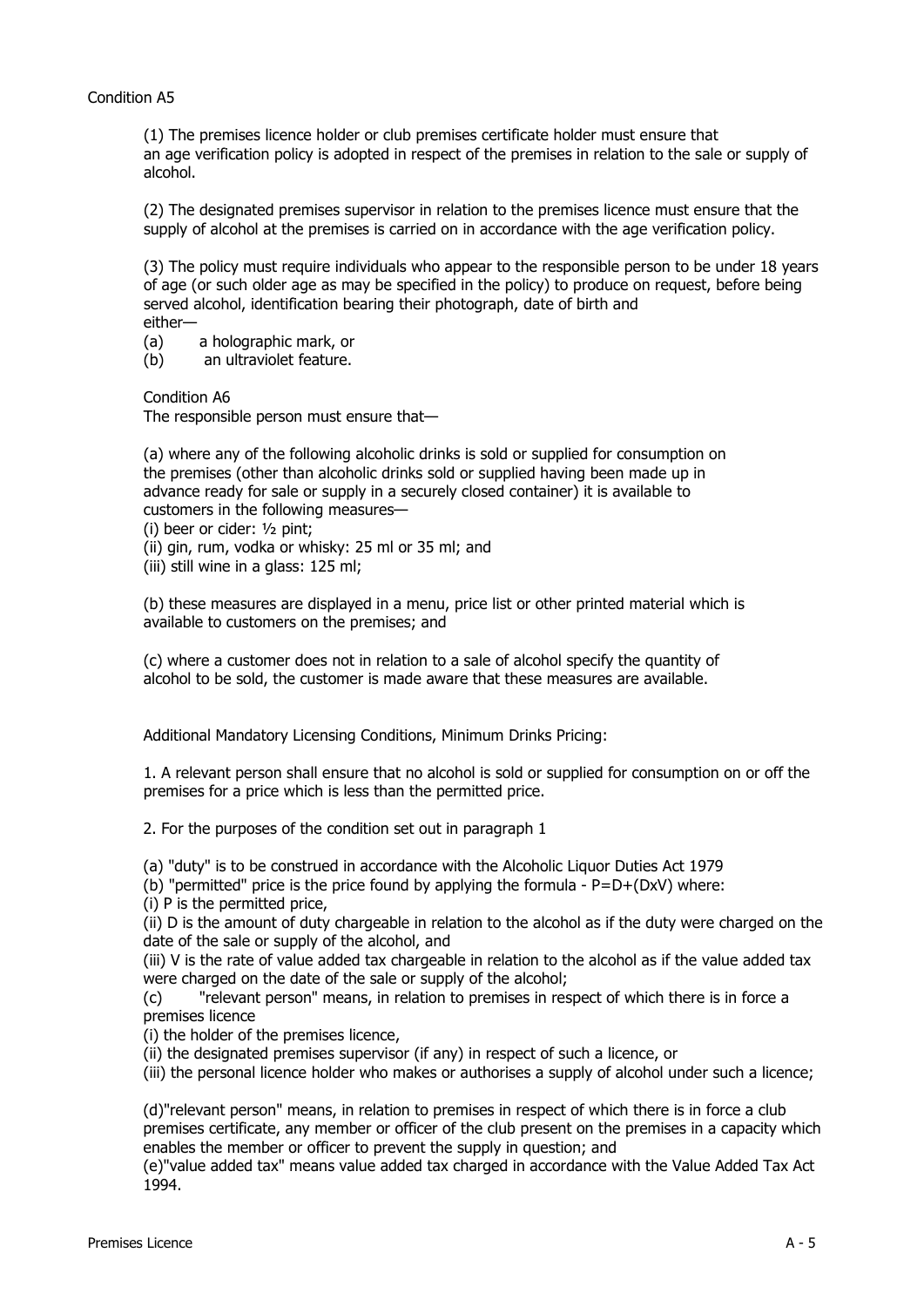Condition A5

(1) The premises licence holder or club premises certificate holder must ensure that an age verification policy is adopted in respect of the premises in relation to the sale or supply of alcohol.

(2) The designated premises supervisor in relation to the premises licence must ensure that the supply of alcohol at the premises is carried on in accordance with the age verification policy.

(3) The policy must require individuals who appear to the responsible person to be under 18 years of age (or such older age as may be specified in the policy) to produce on request, before being served alcohol, identification bearing their photograph, date of birth and either—

(a) a holographic mark, or
(b) an ultraviolet feature.

Condition A6

The responsible person must ensure that—

(a) where any of the following alcoholic drinks is sold or supplied for consumption on the premises (other than alcoholic drinks sold or supplied having been made up in advance ready for sale or supply in a securely closed container) it is available to customers in the following measures—
(i) beer or cider: ½ pint;
(ii) gin, rum, vodka or whisky: 25 ml or 35 ml; and
(iii) still wine in a glass: 125 ml;

(b) these measures are displayed in a menu, price list or other printed material which is available to customers on the premises; and

(c) where a customer does not in relation to a sale of alcohol specify the quantity of alcohol to be sold, the customer is made aware that these measures are available.

Additional Mandatory Licensing Conditions, Minimum Drinks Pricing:

1. A relevant person shall ensure that no alcohol is sold or supplied for consumption on or off the premises for a price which is less than the permitted price.

2. For the purposes of the condition set out in paragraph 1

(a) "duty" is to be construed in accordance with the Alcoholic Liquor Duties Act 1979
(b) "permitted" price is the price found by applying the formula - $P=D+(DxV)$ where:
(i) P is the permitted price,
(ii) D is the amount of duty chargeable in relation to the alcohol as if the duty were charged on the date of the sale or supply of the alcohol, and
(iii) V is the rate of value added tax chargeable in relation to the alcohol as if the value added tax were charged on the date of the sale or supply of the alcohol;
(c) "relevant person" means, in relation to premises in respect of which there is in force a premises licence
(i) the holder of the premises licence,
(ii) the designated premises supervisor (if any) in respect of such a licence, or
(iii) the personal licence holder who makes or authorises a supply of alcohol under such a licence;

(d)"relevant person" means, in relation to premises in respect of which there is in force a club premises certificate, any member or officer of the club present on the premises in a capacity which enables the member or officer to prevent the supply in question; and
(e)"value added tax" means value added tax charged in accordance with the Value Added Tax Act 1994.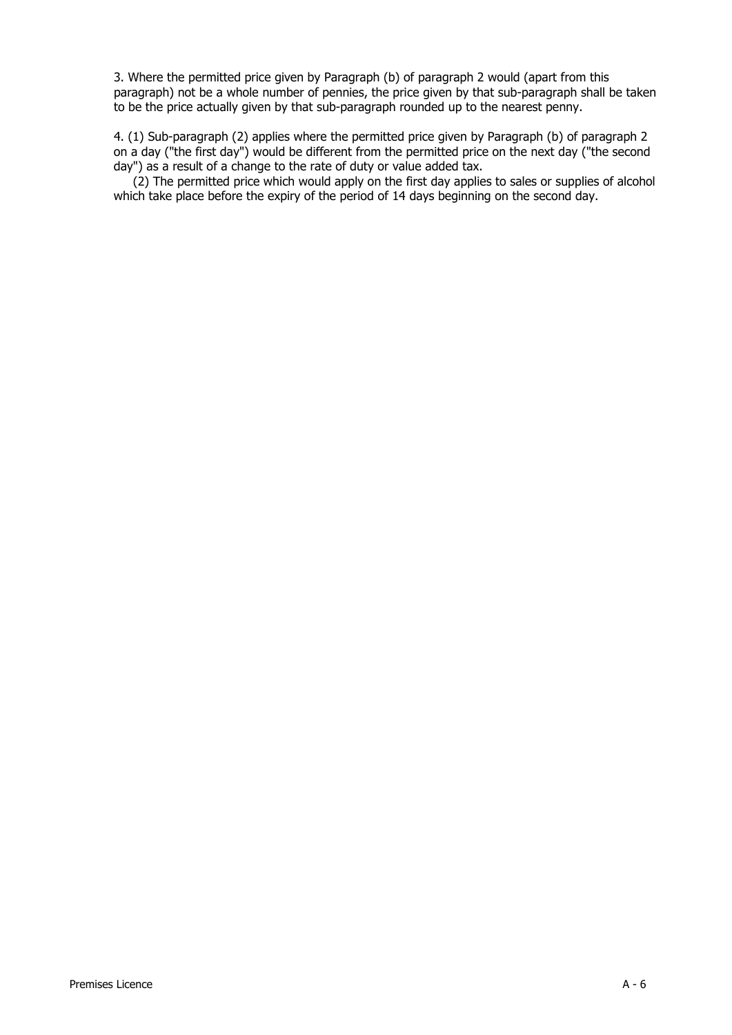3. Where the permitted price given by Paragraph (b) of paragraph 2 would (apart from this paragraph) not be a whole number of pennies, the price given by that sub-paragraph shall be taken to be the price actually given by that sub-paragraph rounded up to the nearest penny.

4. (1) Sub-paragraph (2) applies where the permitted price given by Paragraph (b) of paragraph 2 on a day ("the first day") would be different from the permitted price on the next day ("the second day") as a result of a change to the rate of duty or value added tax.

(2) The permitted price which would apply on the first day applies to sales or supplies of alcohol which take place before the expiry of the period of 14 days beginning on the second day.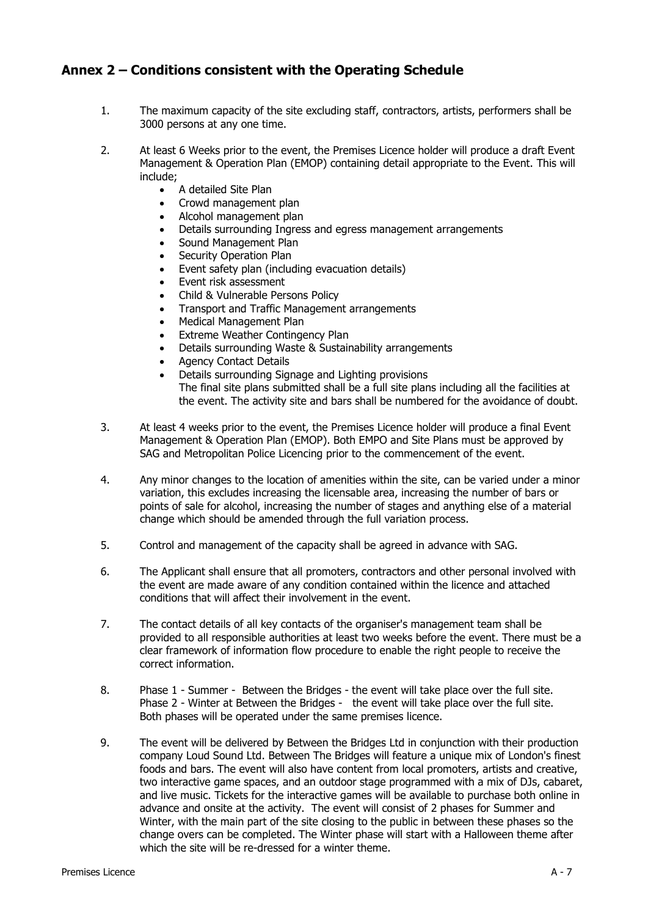## Annex 2 – Conditions consistent with the Operating Schedule

1. The maximum capacity of the site excluding staff, contractors, artists, performers shall be 3000 persons at any one time.

2. At least 6 Weeks prior to the event, the Premises Licence holder will produce a draft Event Management & Operation Plan (EMOP) containing detail appropriate to the Event. This will include;
   - A detailed Site Plan
   - Crowd management plan
   - Alcohol management plan
   - Details surrounding Ingress and egress management arrangements
   - Sound Management Plan
   - Security Operation Plan
   - Event safety plan (including evacuation details)
   - Event risk assessment
   - Child & Vulnerable Persons Policy
   - Transport and Traffic Management arrangements
   - Medical Management Plan
   - Extreme Weather Contingency Plan
   - Details surrounding Waste & Sustainability arrangements
   - Agency Contact Details
   - Details surrounding Signage and Lighting provisions
     The final site plans submitted shall be a full site plans including all the facilities at the event. The activity site and bars shall be numbered for the avoidance of doubt.

3. At least 4 weeks prior to the event, the Premises Licence holder will produce a final Event Management & Operation Plan (EMOP). Both EMPO and Site Plans must be approved by SAG and Metropolitan Police Licencing prior to the commencement of the event.

4. Any minor changes to the location of amenities within the site, can be varied under a minor variation, this excludes increasing the licensable area, increasing the number of bars or points of sale for alcohol, increasing the number of stages and anything else of a material change which should be amended through the full variation process.

5. Control and management of the capacity shall be agreed in advance with SAG.

6. The Applicant shall ensure that all promoters, contractors and other personal involved with the event are made aware of any condition contained within the licence and attached conditions that will affect their involvement in the event.

7. The contact details of all key contacts of the organiser's management team shall be provided to all responsible authorities at least two weeks before the event. There must be a clear framework of information flow procedure to enable the right people to receive the correct information.

8. Phase 1 - Summer - Between the Bridges - the event will take place over the full site.
   Phase 2 - Winter at Between the Bridges - the event will take place over the full site.
   Both phases will be operated under the same premises licence.

9. The event will be delivered by Between the Bridges Ltd in conjunction with their production company Loud Sound Ltd. Between The Bridges will feature a unique mix of London's finest foods and bars. The event will also have content from local promoters, artists and creative, two interactive game spaces, and an outdoor stage programmed with a mix of DJs, cabaret, and live music. Tickets for the interactive games will be available to purchase both online in advance and onsite at the activity. The event will consist of 2 phases for Summer and Winter, with the main part of the site closing to the public in between these phases so the change overs can be completed. The Winter phase will start with a Halloween theme after which the site will be re-dressed for a winter theme.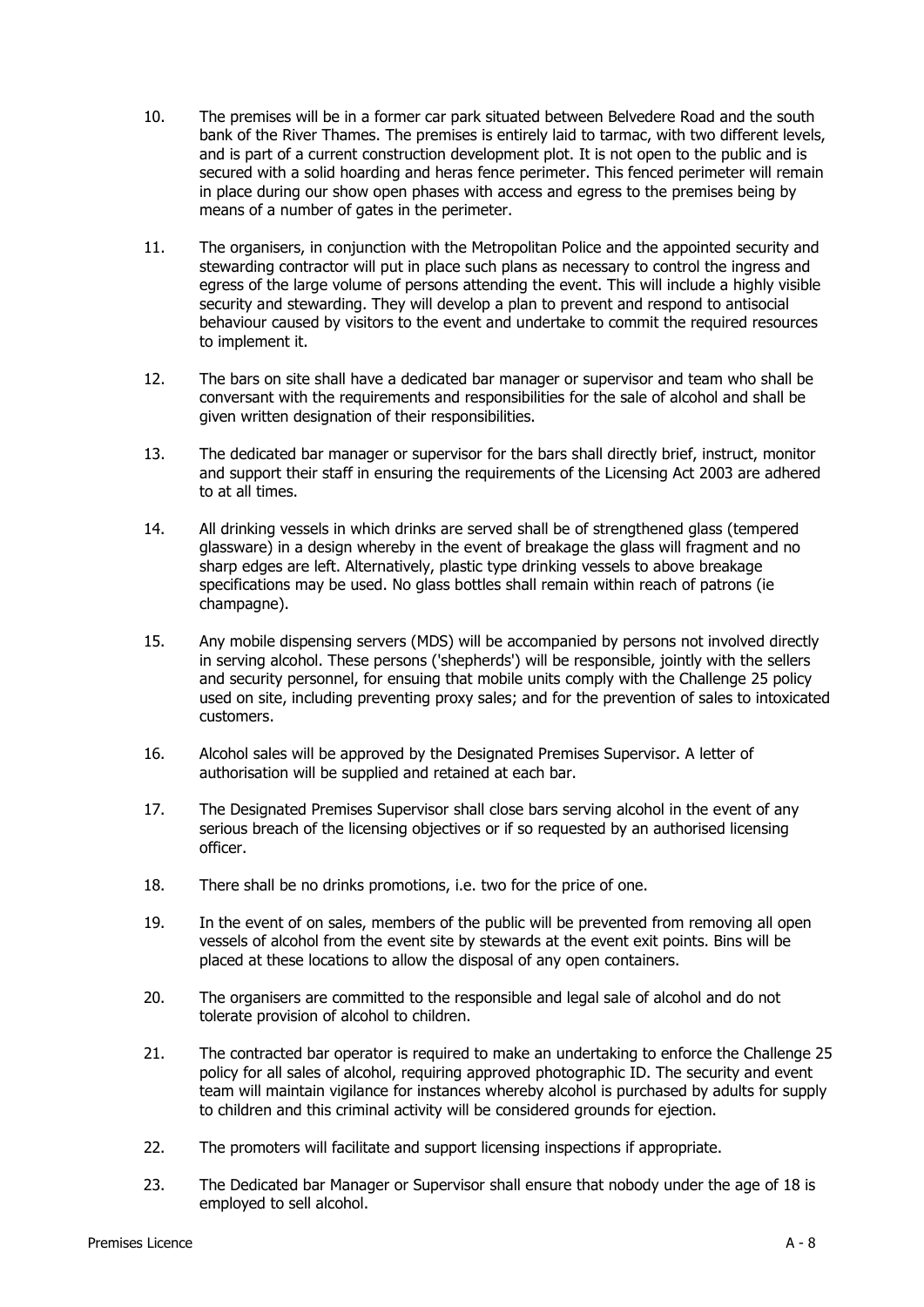10. The premises will be in a former car park situated between Belvedere Road and the south bank of the River Thames. The premises is entirely laid to tarmac, with two different levels, and is part of a current construction development plot. It is not open to the public and is secured with a solid hoarding and heras fence perimeter. This fenced perimeter will remain in place during our show open phases with access and egress to the premises being by means of a number of gates in the perimeter.

11. The organisers, in conjunction with the Metropolitan Police and the appointed security and stewarding contractor will put in place such plans as necessary to control the ingress and egress of the large volume of persons attending the event. This will include a highly visible security and stewarding. They will develop a plan to prevent and respond to antisocial behaviour caused by visitors to the event and undertake to commit the required resources to implement it.

12. The bars on site shall have a dedicated bar manager or supervisor and team who shall be conversant with the requirements and responsibilities for the sale of alcohol and shall be given written designation of their responsibilities.

13. The dedicated bar manager or supervisor for the bars shall directly brief, instruct, monitor and support their staff in ensuring the requirements of the Licensing Act 2003 are adhered to at all times.

14. All drinking vessels in which drinks are served shall be of strengthened glass (tempered glassware) in a design whereby in the event of breakage the glass will fragment and no sharp edges are left. Alternatively, plastic type drinking vessels to above breakage specifications may be used. No glass bottles shall remain within reach of patrons (ie champagne).

15. Any mobile dispensing servers (MDS) will be accompanied by persons not involved directly in serving alcohol. These persons ('shepherds') will be responsible, jointly with the sellers and security personnel, for ensuing that mobile units comply with the Challenge 25 policy used on site, including preventing proxy sales; and for the prevention of sales to intoxicated customers.

16. Alcohol sales will be approved by the Designated Premises Supervisor. A letter of authorisation will be supplied and retained at each bar.

17. The Designated Premises Supervisor shall close bars serving alcohol in the event of any serious breach of the licensing objectives or if so requested by an authorised licensing officer.

18. There shall be no drinks promotions, i.e. two for the price of one.

19. In the event of on sales, members of the public will be prevented from removing all open vessels of alcohol from the event site by stewards at the event exit points. Bins will be placed at these locations to allow the disposal of any open containers.

20. The organisers are committed to the responsible and legal sale of alcohol and do not tolerate provision of alcohol to children.

21. The contracted bar operator is required to make an undertaking to enforce the Challenge 25 policy for all sales of alcohol, requiring approved photographic ID. The security and event team will maintain vigilance for instances whereby alcohol is purchased by adults for supply to children and this criminal activity will be considered grounds for ejection.

22. The promoters will facilitate and support licensing inspections if appropriate.

23. The Dedicated bar Manager or Supervisor shall ensure that nobody under the age of 18 is employed to sell alcohol.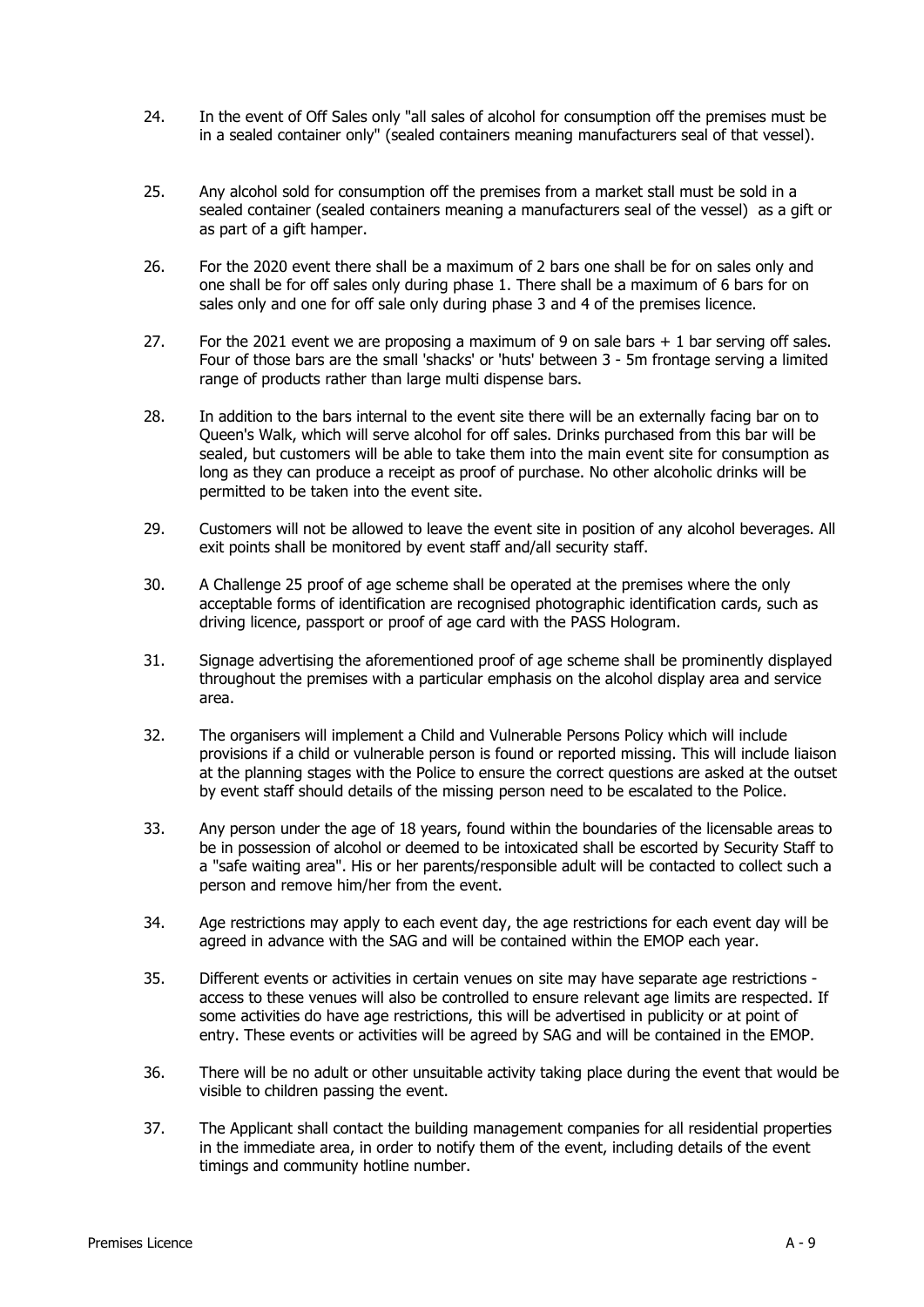24. In the event of Off Sales only "all sales of alcohol for consumption off the premises must be in a sealed container only" (sealed containers meaning manufacturers seal of that vessel).

25. Any alcohol sold for consumption off the premises from a market stall must be sold in a sealed container (sealed containers meaning a manufacturers seal of the vessel) as a gift or as part of a gift hamper.

26. For the 2020 event there shall be a maximum of 2 bars one shall be for on sales only and one shall be for off sales only during phase 1. There shall be a maximum of 6 bars for on sales only and one for off sale only during phase 3 and 4 of the premises licence.

27. For the 2021 event we are proposing a maximum of 9 on sale bars + 1 bar serving off sales. Four of those bars are the small 'shacks' or 'huts' between 3 - 5m frontage serving a limited range of products rather than large multi dispense bars.

28. In addition to the bars internal to the event site there will be an externally facing bar on to Queen's Walk, which will serve alcohol for off sales. Drinks purchased from this bar will be sealed, but customers will be able to take them into the main event site for consumption as long as they can produce a receipt as proof of purchase. No other alcoholic drinks will be permitted to be taken into the event site.

29. Customers will not be allowed to leave the event site in position of any alcohol beverages. All exit points shall be monitored by event staff and/all security staff.

30. A Challenge 25 proof of age scheme shall be operated at the premises where the only acceptable forms of identification are recognised photographic identification cards, such as driving licence, passport or proof of age card with the PASS Hologram.

31. Signage advertising the aforementioned proof of age scheme shall be prominently displayed throughout the premises with a particular emphasis on the alcohol display area and service area.

32. The organisers will implement a Child and Vulnerable Persons Policy which will include provisions if a child or vulnerable person is found or reported missing. This will include liaison at the planning stages with the Police to ensure the correct questions are asked at the outset by event staff should details of the missing person need to be escalated to the Police.

33. Any person under the age of 18 years, found within the boundaries of the licensable areas to be in possession of alcohol or deemed to be intoxicated shall be escorted by Security Staff to a "safe waiting area". His or her parents/responsible adult will be contacted to collect such a person and remove him/her from the event.

34. Age restrictions may apply to each event day, the age restrictions for each event day will be agreed in advance with the SAG and will be contained within the EMOP each year.

35. Different events or activities in certain venues on site may have separate age restrictions - access to these venues will also be controlled to ensure relevant age limits are respected. If some activities do have age restrictions, this will be advertised in publicity or at point of entry. These events or activities will be agreed by SAG and will be contained in the EMOP.

36. There will be no adult or other unsuitable activity taking place during the event that would be visible to children passing the event.

37. The Applicant shall contact the building management companies for all residential properties in the immediate area, in order to notify them of the event, including details of the event timings and community hotline number.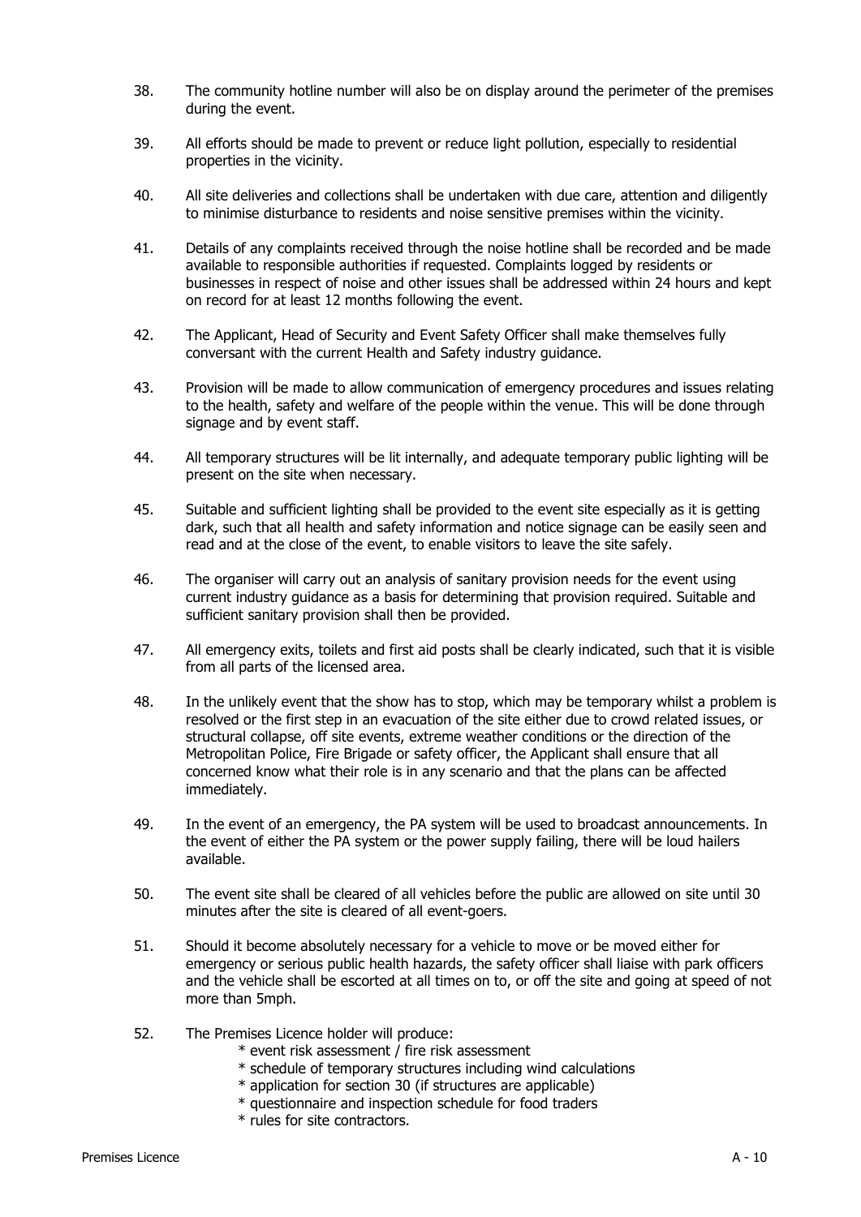38. The community hotline number will also be on display around the perimeter of the premises during the event.

39. All efforts should be made to prevent or reduce light pollution, especially to residential properties in the vicinity.

40. All site deliveries and collections shall be undertaken with due care, attention and diligently to minimise disturbance to residents and noise sensitive premises within the vicinity.

41. Details of any complaints received through the noise hotline shall be recorded and be made available to responsible authorities if requested. Complaints logged by residents or businesses in respect of noise and other issues shall be addressed within 24 hours and kept on record for at least 12 months following the event.

42. The Applicant, Head of Security and Event Safety Officer shall make themselves fully conversant with the current Health and Safety industry guidance.

43. Provision will be made to allow communication of emergency procedures and issues relating to the health, safety and welfare of the people within the venue. This will be done through signage and by event staff.

44. All temporary structures will be lit internally, and adequate temporary public lighting will be present on the site when necessary.

45. Suitable and sufficient lighting shall be provided to the event site especially as it is getting dark, such that all health and safety information and notice signage can be easily seen and read and at the close of the event, to enable visitors to leave the site safely.

46. The organiser will carry out an analysis of sanitary provision needs for the event using current industry guidance as a basis for determining that provision required. Suitable and sufficient sanitary provision shall then be provided.

47. All emergency exits, toilets and first aid posts shall be clearly indicated, such that it is visible from all parts of the licensed area.

48. In the unlikely event that the show has to stop, which may be temporary whilst a problem is resolved or the first step in an evacuation of the site either due to crowd related issues, or structural collapse, off site events, extreme weather conditions or the direction of the Metropolitan Police, Fire Brigade or safety officer, the Applicant shall ensure that all concerned know what their role is in any scenario and that the plans can be affected immediately.

49. In the event of an emergency, the PA system will be used to broadcast announcements. In the event of either the PA system or the power supply failing, there will be loud hailers available.

50. The event site shall be cleared of all vehicles before the public are allowed on site until 30 minutes after the site is cleared of all event-goers.

51. Should it become absolutely necessary for a vehicle to move or be moved either for emergency or serious public health hazards, the safety officer shall liaise with park officers and the vehicle shall be escorted at all times on to, or off the site and going at speed of not more than 5mph.

52. The Premises Licence holder will produce:
    * event risk assessment / fire risk assessment
    * schedule of temporary structures including wind calculations
    * application for section 30 (if structures are applicable)
    * questionnaire and inspection schedule for food traders
    * rules for site contractors.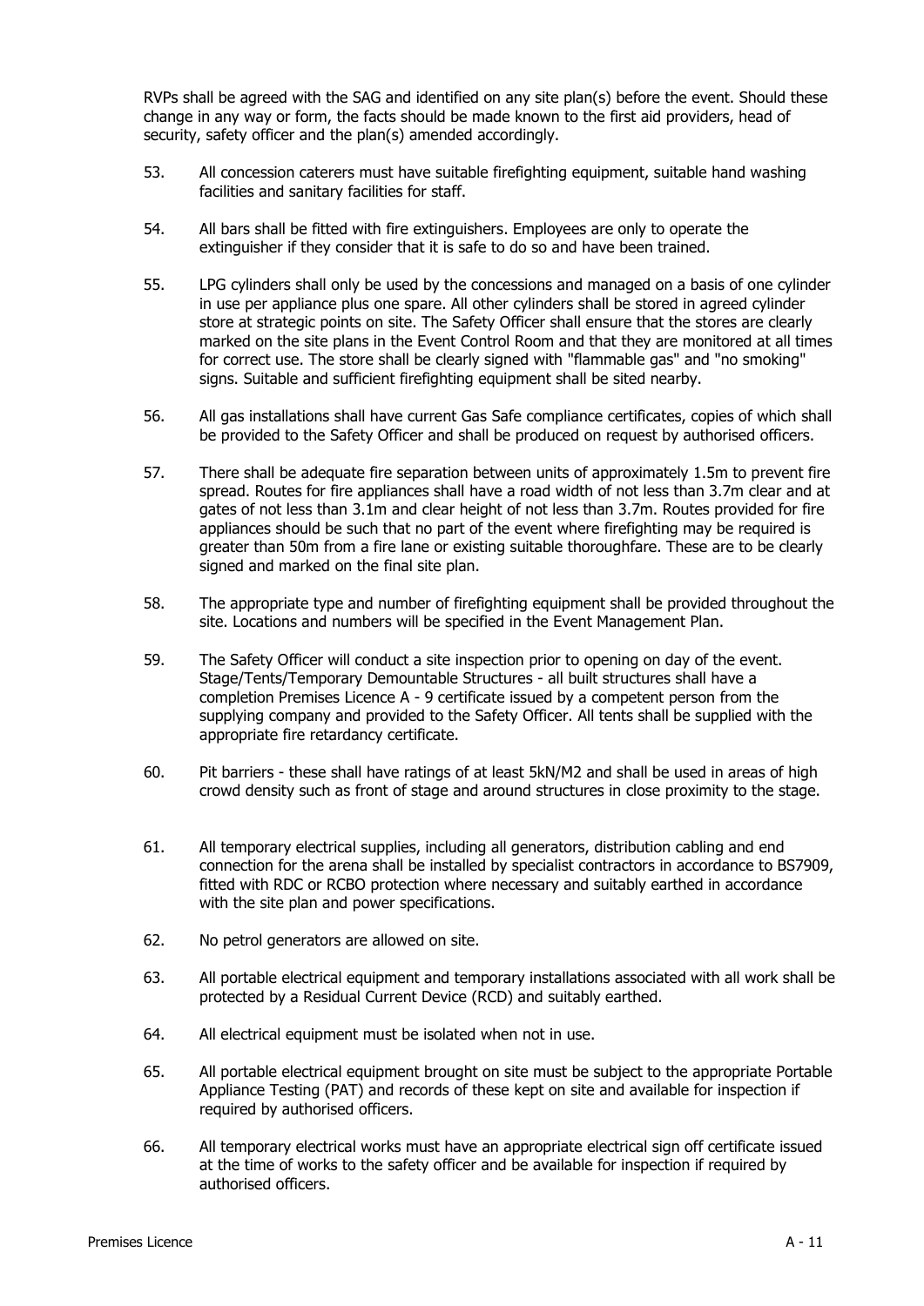RVPs shall be agreed with the SAG and identified on any site plan(s) before the event. Should these change in any way or form, the facts should be made known to the first aid providers, head of security, safety officer and the plan(s) amended accordingly.

53. All concession caterers must have suitable firefighting equipment, suitable hand washing facilities and sanitary facilities for staff.

54. All bars shall be fitted with fire extinguishers. Employees are only to operate the extinguisher if they consider that it is safe to do so and have been trained.

55. LPG cylinders shall only be used by the concessions and managed on a basis of one cylinder in use per appliance plus one spare. All other cylinders shall be stored in agreed cylinder store at strategic points on site. The Safety Officer shall ensure that the stores are clearly marked on the site plans in the Event Control Room and that they are monitored at all times for correct use. The store shall be clearly signed with "flammable gas" and "no smoking" signs. Suitable and sufficient firefighting equipment shall be sited nearby.

56. All gas installations shall have current Gas Safe compliance certificates, copies of which shall be provided to the Safety Officer and shall be produced on request by authorised officers.

57. There shall be adequate fire separation between units of approximately 1.5m to prevent fire spread. Routes for fire appliances shall have a road width of not less than 3.7m clear and at gates of not less than 3.1m and clear height of not less than 3.7m. Routes provided for fire appliances should be such that no part of the event where firefighting may be required is greater than 50m from a fire lane or existing suitable thoroughfare. These are to be clearly signed and marked on the final site plan.

58. The appropriate type and number of firefighting equipment shall be provided throughout the site. Locations and numbers will be specified in the Event Management Plan.

59. The Safety Officer will conduct a site inspection prior to opening on day of the event. Stage/Tents/Temporary Demountable Structures - all built structures shall have a completion Premises Licence A - 9 certificate issued by a competent person from the supplying company and provided to the Safety Officer. All tents shall be supplied with the appropriate fire retardancy certificate.

60. Pit barriers - these shall have ratings of at least 5kN/M2 and shall be used in areas of high crowd density such as front of stage and around structures in close proximity to the stage.

61. All temporary electrical supplies, including all generators, distribution cabling and end connection for the arena shall be installed by specialist contractors in accordance to BS7909, fitted with RDC or RCBO protection where necessary and suitably earthed in accordance with the site plan and power specifications.

62. No petrol generators are allowed on site.

63. All portable electrical equipment and temporary installations associated with all work shall be protected by a Residual Current Device (RCD) and suitably earthed.

64. All electrical equipment must be isolated when not in use.

65. All portable electrical equipment brought on site must be subject to the appropriate Portable Appliance Testing (PAT) and records of these kept on site and available for inspection if required by authorised officers.

66. All temporary electrical works must have an appropriate electrical sign off certificate issued at the time of works to the safety officer and be available for inspection if required by authorised officers.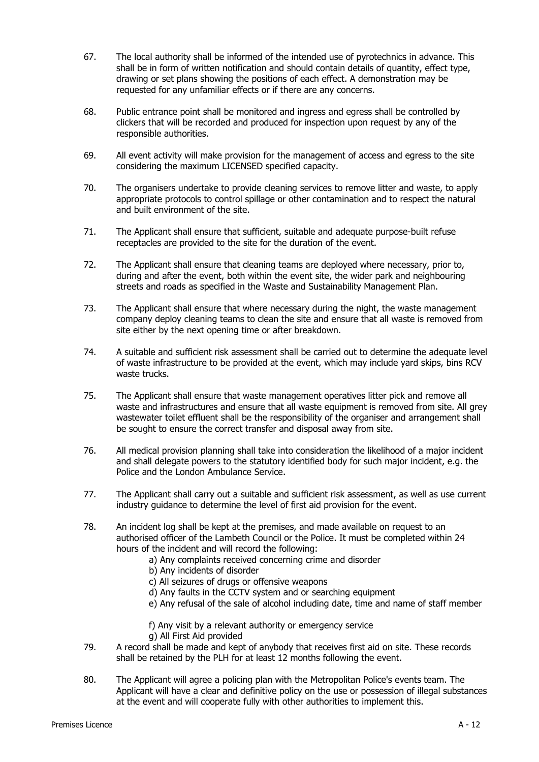67. The local authority shall be informed of the intended use of pyrotechnics in advance. This shall be in form of written notification and should contain details of quantity, effect type, drawing or set plans showing the positions of each effect. A demonstration may be requested for any unfamiliar effects or if there are any concerns.

68. Public entrance point shall be monitored and ingress and egress shall be controlled by clickers that will be recorded and produced for inspection upon request by any of the responsible authorities.

69. All event activity will make provision for the management of access and egress to the site considering the maximum LICENSED specified capacity.

70. The organisers undertake to provide cleaning services to remove litter and waste, to apply appropriate protocols to control spillage or other contamination and to respect the natural and built environment of the site.

71. The Applicant shall ensure that sufficient, suitable and adequate purpose-built refuse receptacles are provided to the site for the duration of the event.

72. The Applicant shall ensure that cleaning teams are deployed where necessary, prior to, during and after the event, both within the event site, the wider park and neighbouring streets and roads as specified in the Waste and Sustainability Management Plan.

73. The Applicant shall ensure that where necessary during the night, the waste management company deploy cleaning teams to clean the site and ensure that all waste is removed from site either by the next opening time or after breakdown.

74. A suitable and sufficient risk assessment shall be carried out to determine the adequate level of waste infrastructure to be provided at the event, which may include yard skips, bins RCV waste trucks.

75. The Applicant shall ensure that waste management operatives litter pick and remove all waste and infrastructures and ensure that all waste equipment is removed from site. All grey wastewater toilet effluent shall be the responsibility of the organiser and arrangement shall be sought to ensure the correct transfer and disposal away from site.

76. All medical provision planning shall take into consideration the likelihood of a major incident and shall delegate powers to the statutory identified body for such major incident, e.g. the Police and the London Ambulance Service.

77. The Applicant shall carry out a suitable and sufficient risk assessment, as well as use current industry guidance to determine the level of first aid provision for the event.

78. An incident log shall be kept at the premises, and made available on request to an authorised officer of the Lambeth Council or the Police. It must be completed within 24 hours of the incident and will record the following:
    a) Any complaints received concerning crime and disorder
    b) Any incidents of disorder
    c) All seizures of drugs or offensive weapons
    d) Any faults in the CCTV system and or searching equipment
    e) Any refusal of the sale of alcohol including date, time and name of staff member
    f) Any visit by a relevant authority or emergency service
    g) All First Aid provided

79. A record shall be made and kept of anybody that receives first aid on site. These records shall be retained by the PLH for at least 12 months following the event.

80. The Applicant will agree a policing plan with the Metropolitan Police's events team. The Applicant will have a clear and definitive policy on the use or possession of illegal substances at the event and will cooperate fully with other authorities to implement this.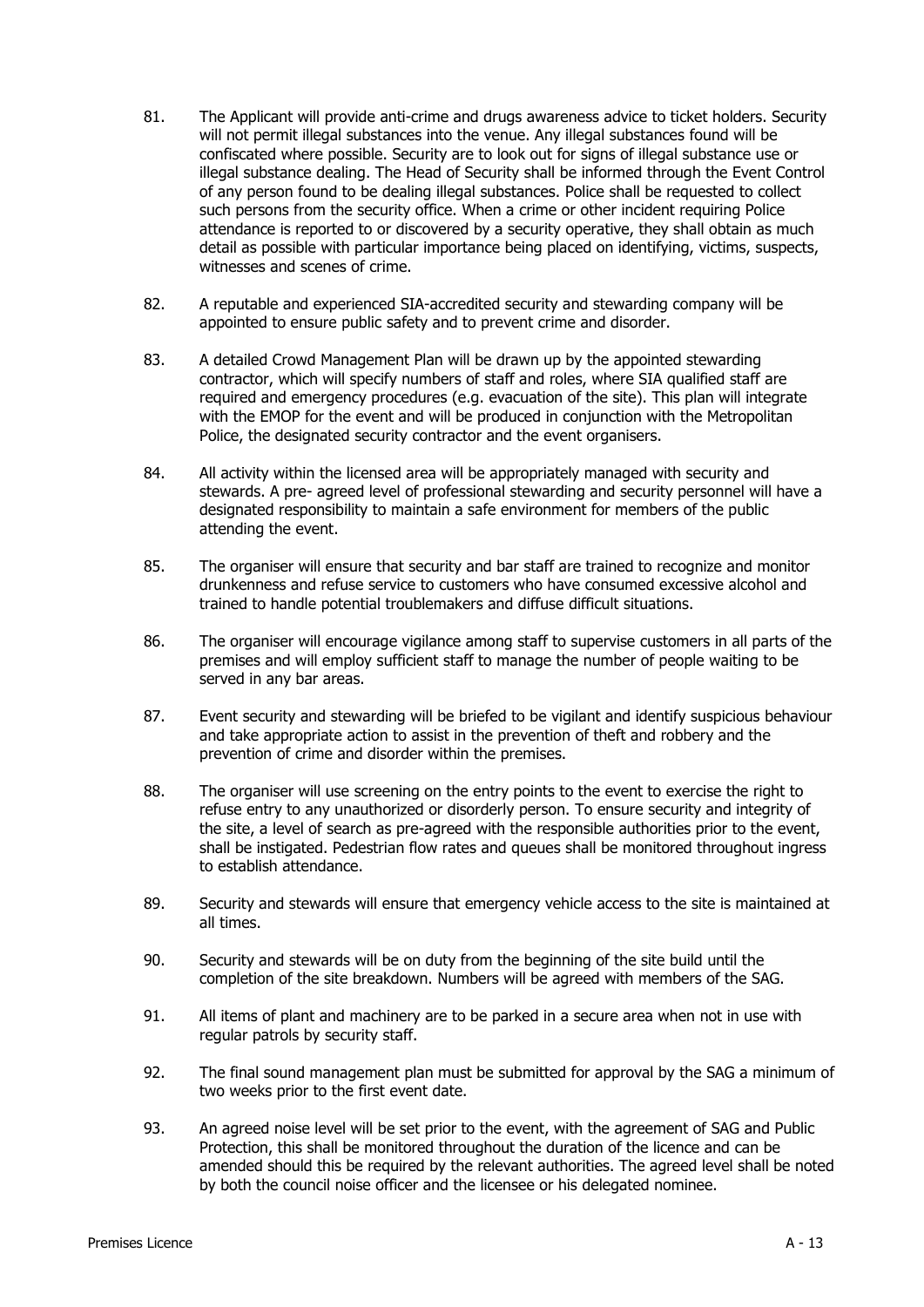81. The Applicant will provide anti-crime and drugs awareness advice to ticket holders. Security will not permit illegal substances into the venue. Any illegal substances found will be confiscated where possible. Security are to look out for signs of illegal substance use or illegal substance dealing. The Head of Security shall be informed through the Event Control of any person found to be dealing illegal substances. Police shall be requested to collect such persons from the security office. When a crime or other incident requiring Police attendance is reported to or discovered by a security operative, they shall obtain as much detail as possible with particular importance being placed on identifying, victims, suspects, witnesses and scenes of crime.

82. A reputable and experienced SIA-accredited security and stewarding company will be appointed to ensure public safety and to prevent crime and disorder.

83. A detailed Crowd Management Plan will be drawn up by the appointed stewarding contractor, which will specify numbers of staff and roles, where SIA qualified staff are required and emergency procedures (e.g. evacuation of the site). This plan will integrate with the EMOP for the event and will be produced in conjunction with the Metropolitan Police, the designated security contractor and the event organisers.

84. All activity within the licensed area will be appropriately managed with security and stewards. A pre- agreed level of professional stewarding and security personnel will have a designated responsibility to maintain a safe environment for members of the public attending the event.

85. The organiser will ensure that security and bar staff are trained to recognize and monitor drunkenness and refuse service to customers who have consumed excessive alcohol and trained to handle potential troublemakers and diffuse difficult situations.

86. The organiser will encourage vigilance among staff to supervise customers in all parts of the premises and will employ sufficient staff to manage the number of people waiting to be served in any bar areas.

87. Event security and stewarding will be briefed to be vigilant and identify suspicious behaviour and take appropriate action to assist in the prevention of theft and robbery and the prevention of crime and disorder within the premises.

88. The organiser will use screening on the entry points to the event to exercise the right to refuse entry to any unauthorized or disorderly person. To ensure security and integrity of the site, a level of search as pre-agreed with the responsible authorities prior to the event, shall be instigated. Pedestrian flow rates and queues shall be monitored throughout ingress to establish attendance.

89. Security and stewards will ensure that emergency vehicle access to the site is maintained at all times.

90. Security and stewards will be on duty from the beginning of the site build until the completion of the site breakdown. Numbers will be agreed with members of the SAG.

91. All items of plant and machinery are to be parked in a secure area when not in use with regular patrols by security staff.

92. The final sound management plan must be submitted for approval by the SAG a minimum of two weeks prior to the first event date.

93. An agreed noise level will be set prior to the event, with the agreement of SAG and Public Protection, this shall be monitored throughout the duration of the licence and can be amended should this be required by the relevant authorities. The agreed level shall be noted by both the council noise officer and the licensee or his delegated nominee.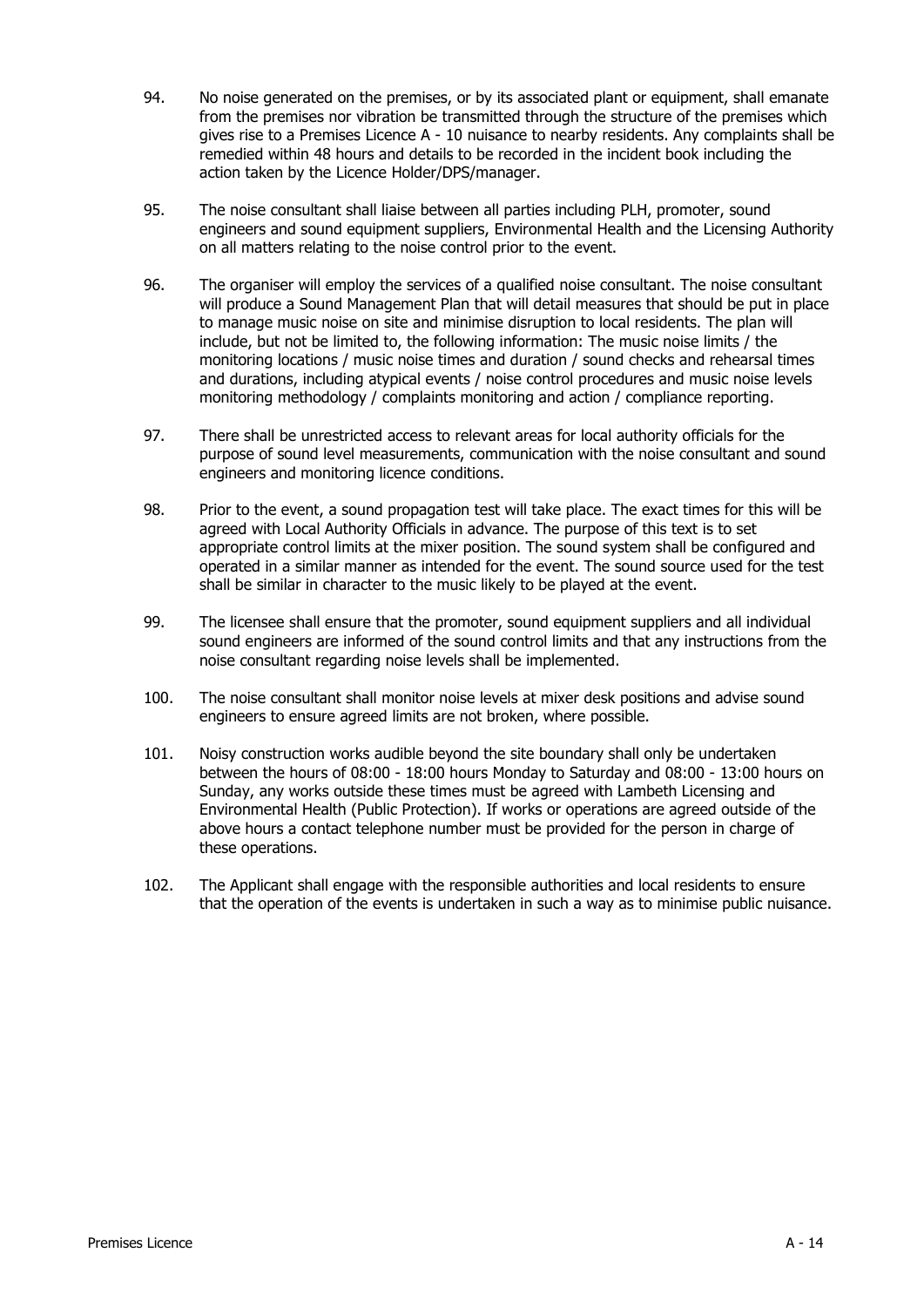94. No noise generated on the premises, or by its associated plant or equipment, shall emanate from the premises nor vibration be transmitted through the structure of the premises which gives rise to a Premises Licence A - 10 nuisance to nearby residents. Any complaints shall be remedied within 48 hours and details to be recorded in the incident book including the action taken by the Licence Holder/DPS/manager.

95. The noise consultant shall liaise between all parties including PLH, promoter, sound engineers and sound equipment suppliers, Environmental Health and the Licensing Authority on all matters relating to the noise control prior to the event.

96. The organiser will employ the services of a qualified noise consultant. The noise consultant will produce a Sound Management Plan that will detail measures that should be put in place to manage music noise on site and minimise disruption to local residents. The plan will include, but not be limited to, the following information: The music noise limits / the monitoring locations / music noise times and duration / sound checks and rehearsal times and durations, including atypical events / noise control procedures and music noise levels monitoring methodology / complaints monitoring and action / compliance reporting.

97. There shall be unrestricted access to relevant areas for local authority officials for the purpose of sound level measurements, communication with the noise consultant and sound engineers and monitoring licence conditions.

98. Prior to the event, a sound propagation test will take place. The exact times for this will be agreed with Local Authority Officials in advance. The purpose of this text is to set appropriate control limits at the mixer position. The sound system shall be configured and operated in a similar manner as intended for the event. The sound source used for the test shall be similar in character to the music likely to be played at the event.

99. The licensee shall ensure that the promoter, sound equipment suppliers and all individual sound engineers are informed of the sound control limits and that any instructions from the noise consultant regarding noise levels shall be implemented.

100. The noise consultant shall monitor noise levels at mixer desk positions and advise sound engineers to ensure agreed limits are not broken, where possible.

101. Noisy construction works audible beyond the site boundary shall only be undertaken between the hours of 08:00 - 18:00 hours Monday to Saturday and 08:00 - 13:00 hours on Sunday, any works outside these times must be agreed with Lambeth Licensing and Environmental Health (Public Protection). If works or operations are agreed outside of the above hours a contact telephone number must be provided for the person in charge of these operations.

102. The Applicant shall engage with the responsible authorities and local residents to ensure that the operation of the events is undertaken in such a way as to minimise public nuisance.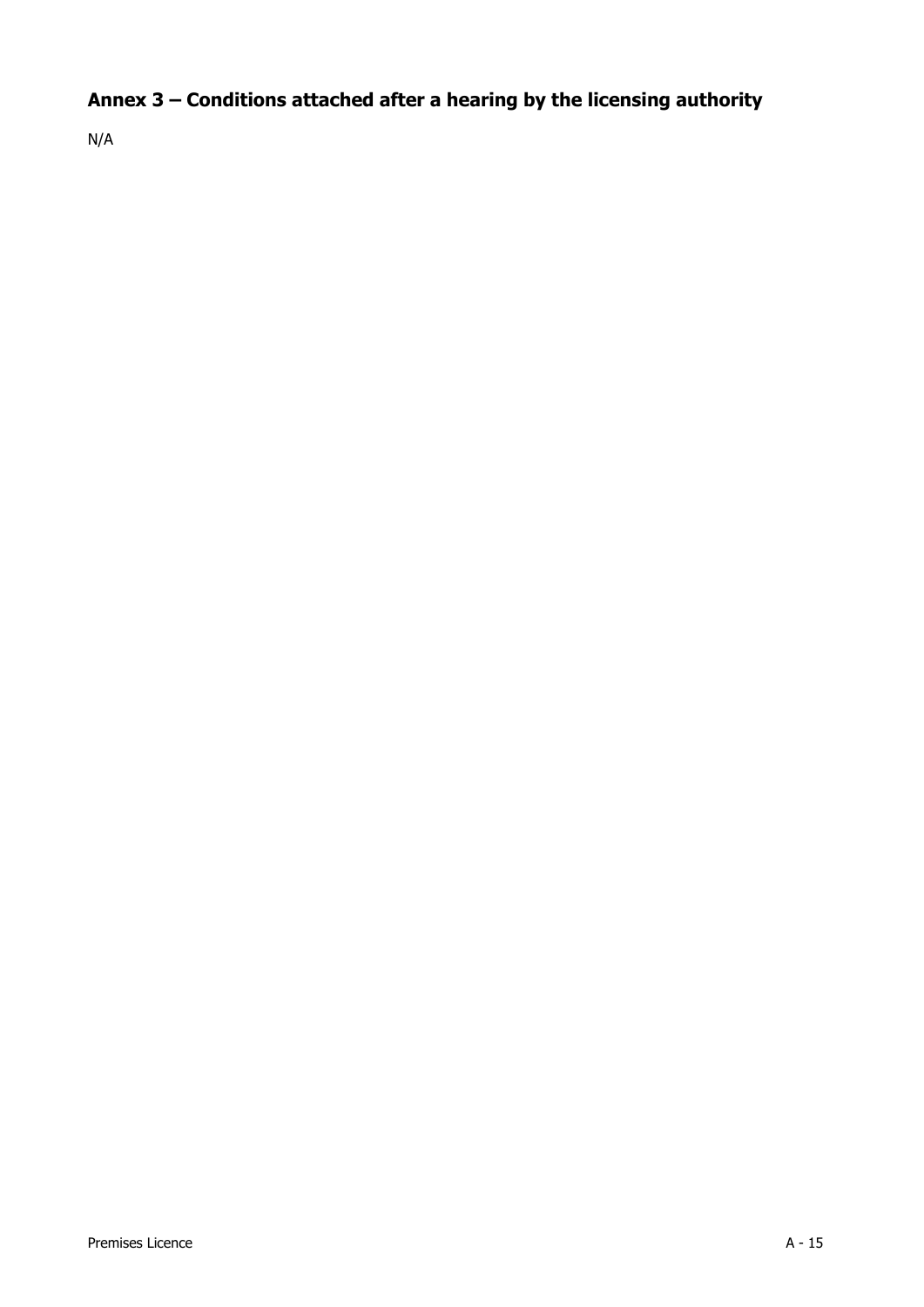## Annex 3 – Conditions attached after a hearing by the licensing authority

N/A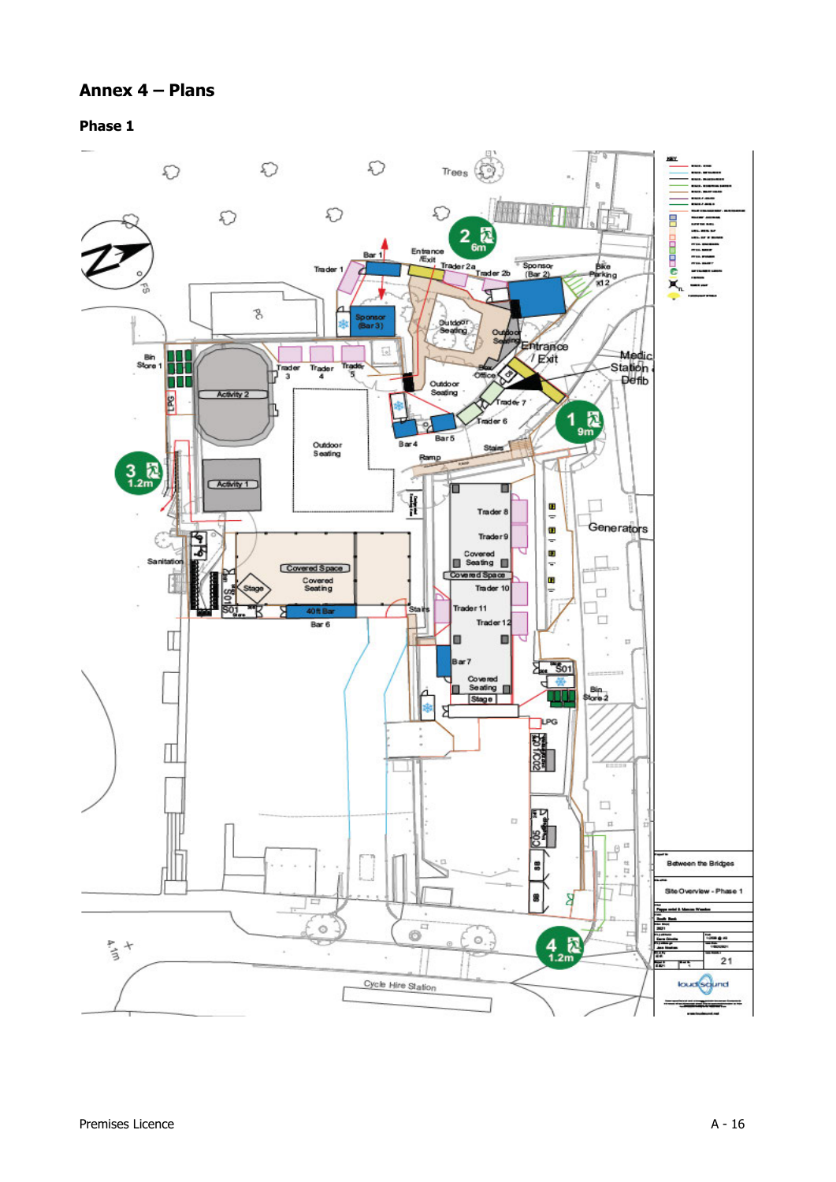# Annex 4 – Plans

## Phase 1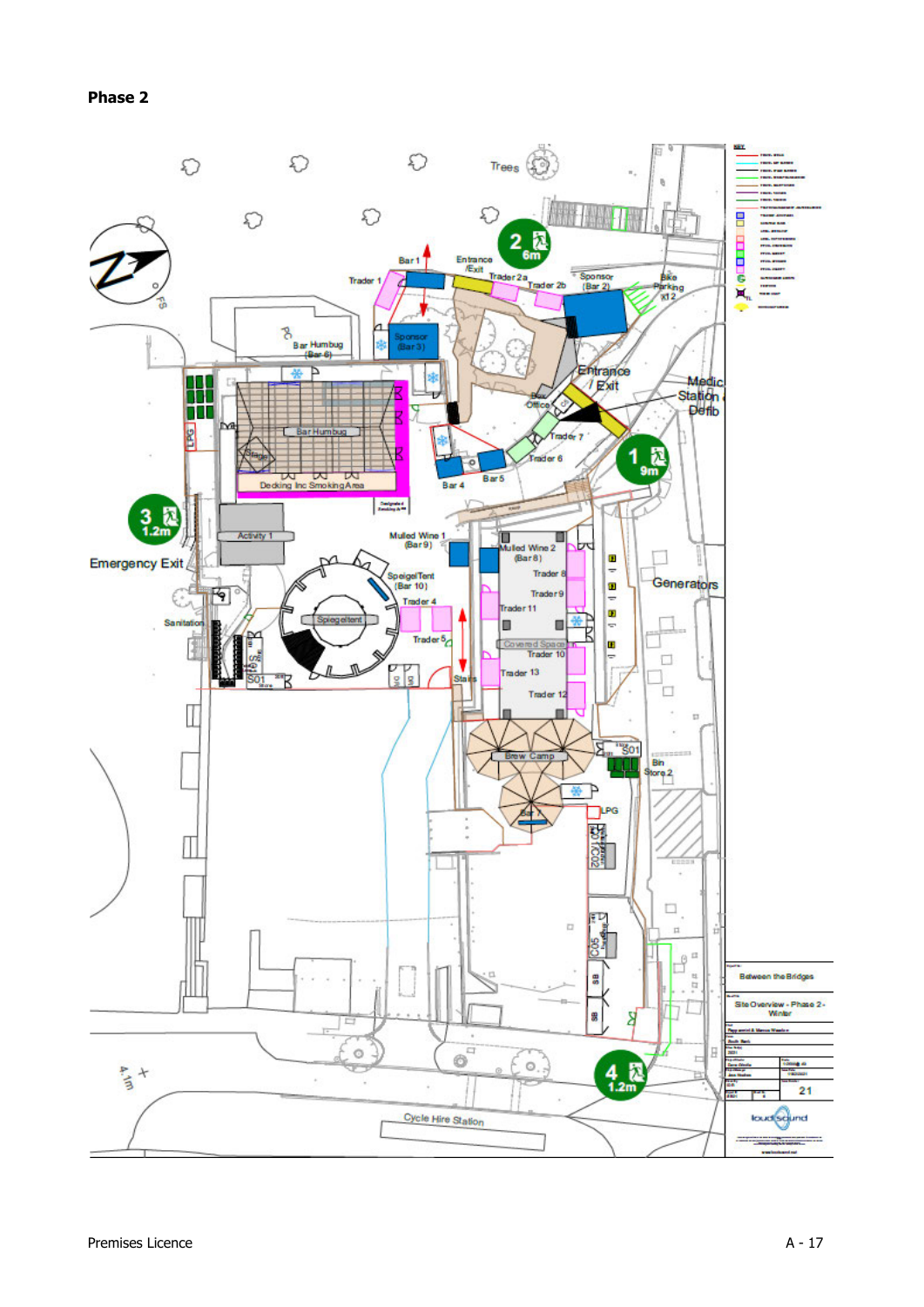## Phase 2

Trees

Bar 1

Entrance /Exit

Trader 1

Trader 2a

Trader 2b

Sponsor (Bar 2)

Bike Parking x12

Bar Humbug (Bar 6)

Sponsor (Bar 3)

Entrance / Exit

Box Office

Medic Station & Defib

Bar Humbug

Trader 7

Trader 6

Decking Inc Smoking Area

Bar 4

Bar 5

Activity 1

Emergency Exit

Mulled Wine 1 (Bar 9)

Mulled Wine 2 (Bar 8)

Trader 8

Trader 9

Trader 11

SpeigelTent (Bar 10)

Trader 4

Spiegeltent

Trader 5

Covered Space

Trader 10

Trader 13

Trader 12

Sanitation

Stairs

Generators

Brew Camp

Bin Store 2

Bar 7

LPG

Cycle Hire Station

Between the Bridges

Site Overview - Phase 2 - Winter

21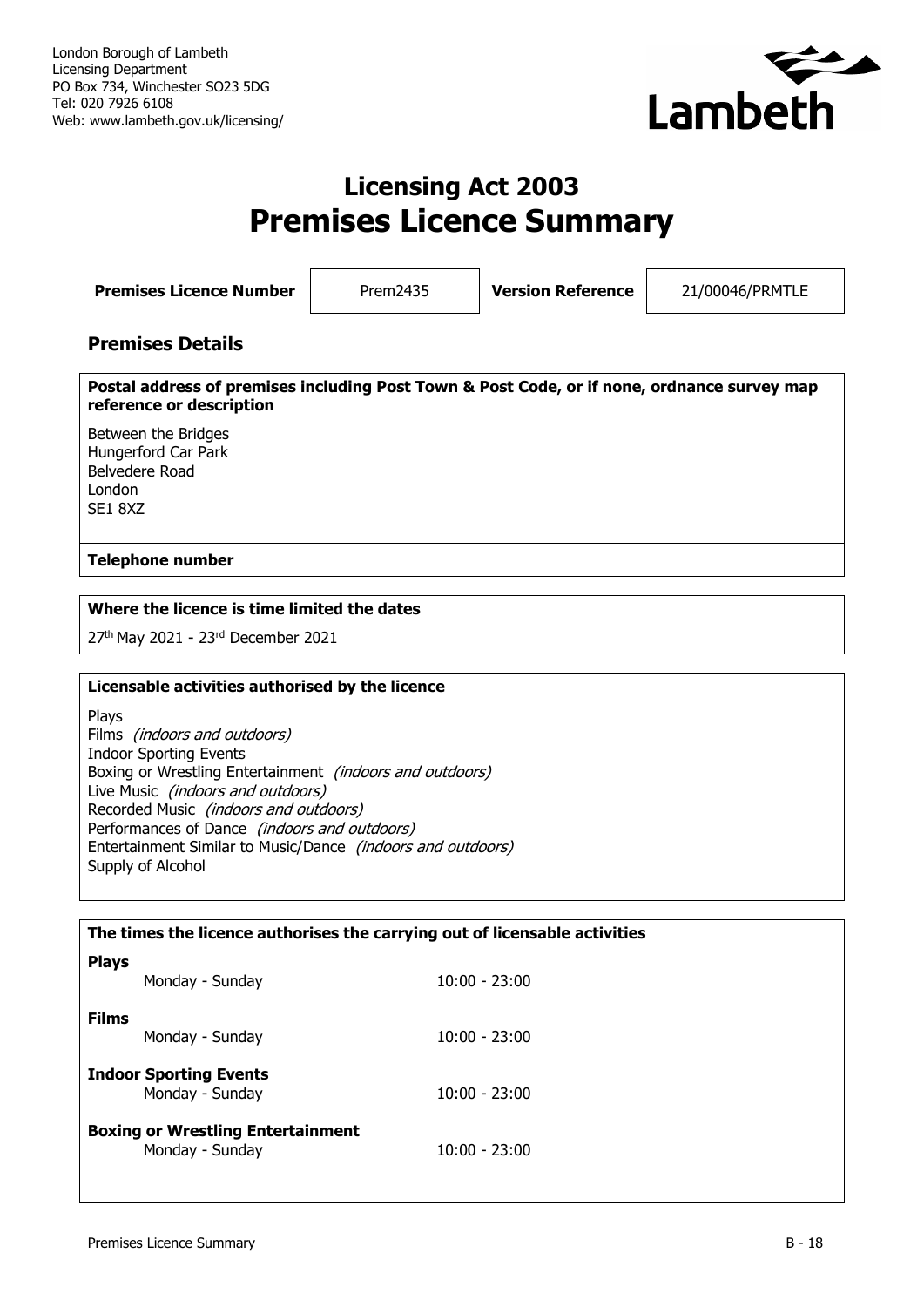London Borough of Lambeth
Licensing Department
PO Box 734, Winchester SO23 5DG
Tel: 020 7926 6108
Web: www.lambeth.gov.uk/licensing/

# Licensing Act 2003
# Premises Licence Summary

| Premises Licence Number | Prem2435 | Version Reference | 21/00046/PRMTLE |
|---|---|---|---|

## Premises Details

**Postal address of premises including Post Town & Post Code, or if none, ordnance survey map reference or description**

Between the Bridges
Hungerford Car Park
Belvedere Road
London
SE1 8XZ

**Telephone number**

**Where the licence is time limited the dates**

27th May 2021 - 23rd December 2021

**Licensable activities authorised by the licence**

Plays
Films *(indoors and outdoors)*
Indoor Sporting Events
Boxing or Wrestling Entertainment *(indoors and outdoors)*
Live Music *(indoors and outdoors)*
Recorded Music *(indoors and outdoors)*
Performances of Dance *(indoors and outdoors)*
Entertainment Similar to Music/Dance *(indoors and outdoors)*
Supply of Alcohol

**The times the licence authorises the carrying out of licensable activities**

**Plays**
Monday - Sunday 10:00 - 23:00

**Films**
Monday - Sunday 10:00 - 23:00

**Indoor Sporting Events**
Monday - Sunday 10:00 - 23:00

**Boxing or Wrestling Entertainment**
Monday - Sunday 10:00 - 23:00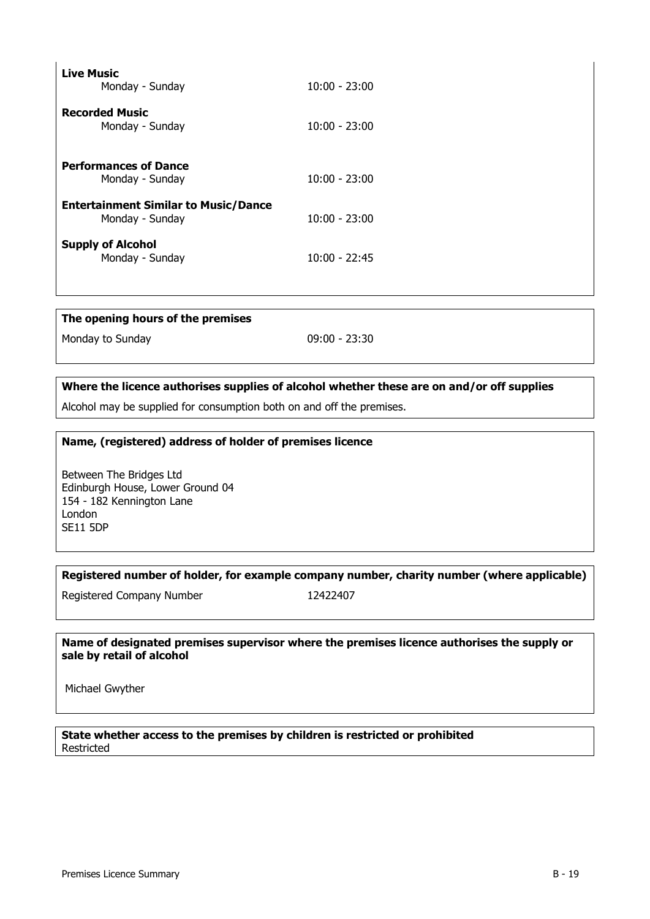**Live Music**

| | |
|---|---|
| Monday - Sunday | 10:00 - 23:00 |

**Recorded Music**

| | |
|---|---|
| Monday - Sunday | 10:00 - 23:00 |

**Performances of Dance**

| | |
|---|---|
| Monday - Sunday | 10:00 - 23:00 |

**Entertainment Similar to Music/Dance**

| | |
|---|---|
| Monday - Sunday | 10:00 - 23:00 |

**Supply of Alcohol**

| | |
|---|---|
| Monday - Sunday | 10:00 - 22:45 |

**The opening hours of the premises**

| | |
|---|---|
| Monday to Sunday | 09:00 - 23:30 |

**Where the licence authorises supplies of alcohol whether these are on and/or off supplies**

Alcohol may be supplied for consumption both on and off the premises.

**Name, (registered) address of holder of premises licence**

Between The Bridges Ltd
Edinburgh House, Lower Ground 04
154 - 182 Kennington Lane
London
SE11 5DP

**Registered number of holder, for example company number, charity number (where applicable)**

| | |
|---|---|
| Registered Company Number | 12422407 |

**Name of designated premises supervisor where the premises licence authorises the supply or sale by retail of alcohol**

Michael Gwyther

**State whether access to the premises by children is restricted or prohibited**
Restricted